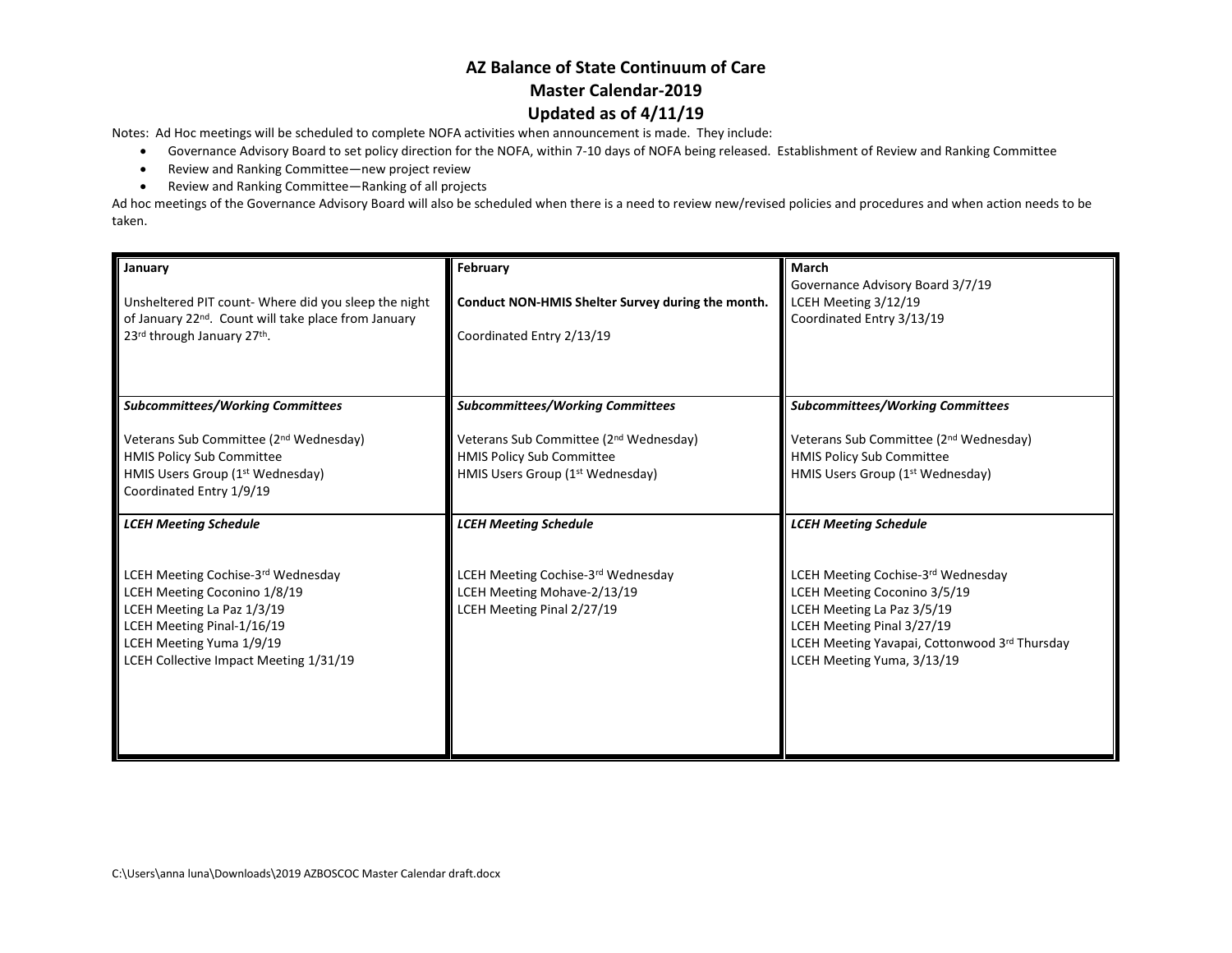# AZ Balance of State Continuum of Care

## Master Calendar-2019

## Updated as of 4/11/19

Notes: Ad Hoc meetings will be scheduled to complete NOFA activities when announcement is made. They include:

- Governance Advisory Board to set policy direction for the NOFA, within 7-10 days of NOFA being released. Establishment of Review and Ranking Committee
- Review and Ranking Committee—new project review
- Review and Ranking Committee—Ranking of all projects

Ad hoc meetings of the Governance Advisory Board will also be scheduled when there is a need to review new/revised policies and procedures and when action needs to be taken.

| **January** | **February** | **March** |
|---|---|---|
| Unsheltered PIT count- Where did you sleep the night of January 22nd. Count will take place from January 23rd through January 27th. | **Conduct NON-HMIS Shelter Survey during the month.**<br><br>Coordinated Entry 2/13/19 | Governance Advisory Board 3/7/19<br>LCEH Meeting 3/12/19<br>Coordinated Entry 3/13/19 |
| ***Subcommittees/Working Committees***<br><br>Veterans Sub Committee (2nd Wednesday)<br>HMIS Policy Sub Committee<br>HMIS Users Group (1st Wednesday)<br>Coordinated Entry 1/9/19 | ***Subcommittees/Working Committees***<br><br>Veterans Sub Committee (2nd Wednesday)<br>HMIS Policy Sub Committee<br>HMIS Users Group (1st Wednesday) | ***Subcommittees/Working Committees***<br><br>Veterans Sub Committee (2nd Wednesday)<br>HMIS Policy Sub Committee<br>HMIS Users Group (1st Wednesday) |
| ***LCEH Meeting Schedule***<br><br>LCEH Meeting Cochise-3rd Wednesday<br>LCEH Meeting Coconino 1/8/19<br>LCEH Meeting La Paz 1/3/19<br>LCEH Meeting Pinal-1/16/19<br>LCEH Meeting Yuma 1/9/19<br>LCEH Collective Impact Meeting 1/31/19 | ***LCEH Meeting Schedule***<br><br>LCEH Meeting Cochise-3rd Wednesday<br>LCEH Meeting Mohave-2/13/19<br>LCEH Meeting Pinal 2/27/19 | ***LCEH Meeting Schedule***<br><br>LCEH Meeting Cochise-3rd Wednesday<br>LCEH Meeting Coconino 3/5/19<br>LCEH Meeting La Paz 3/5/19<br>LCEH Meeting Pinal 3/27/19<br>LCEH Meeting Yavapai, Cottonwood 3rd Thursday<br>LCEH Meeting Yuma, 3/13/19 |

C:\Users\anna luna\Downloads\2019 AZBOSCOC Master Calendar draft.docx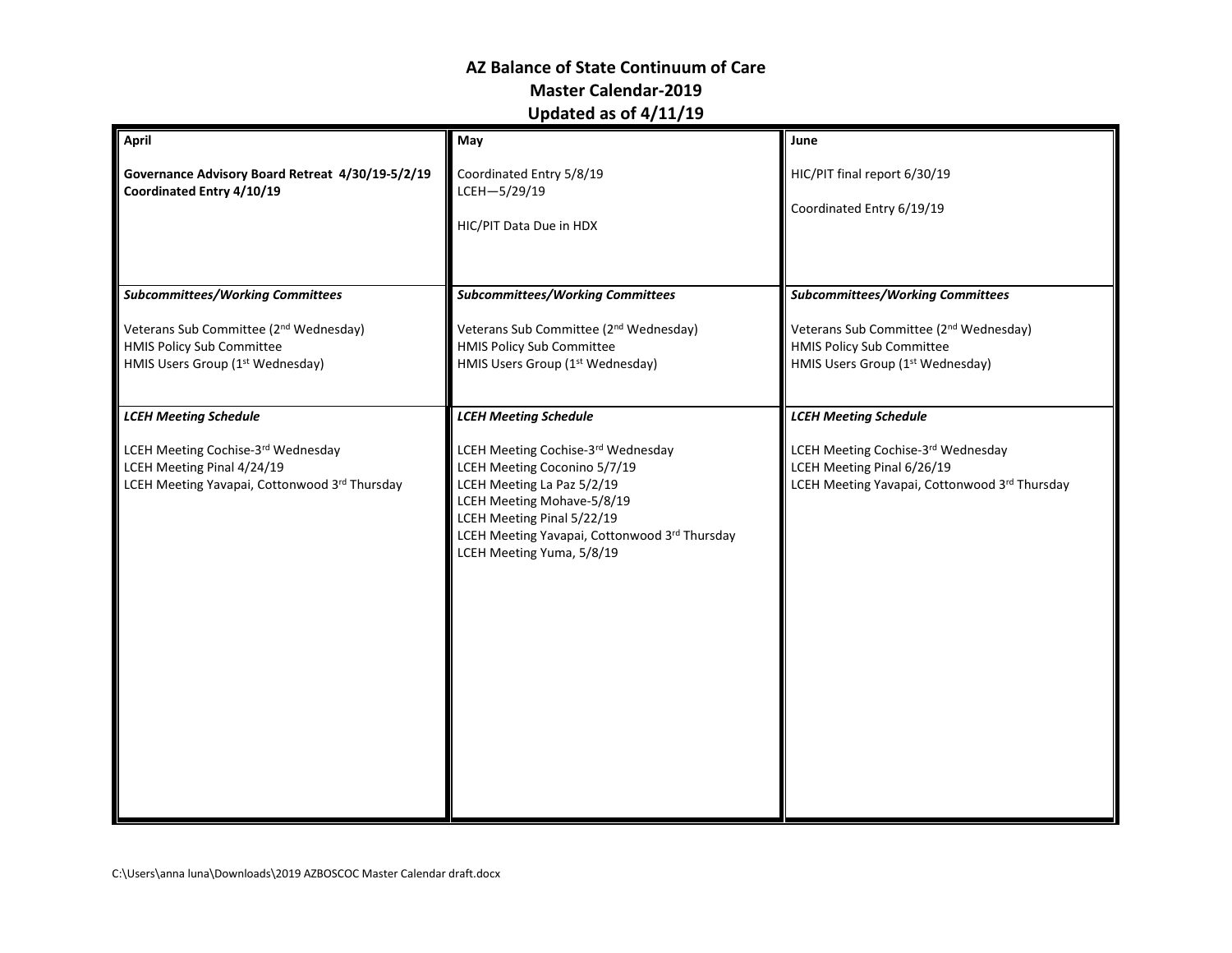# AZ Balance of State Continuum of Care
## Master Calendar-2019
## Updated as of 4/11/19

| April | May | June |
|---|---|---|
| **Governance Advisory Board Retreat 4/30/19-5/2/19**<br>**Coordinated Entry 4/10/19** | Coordinated Entry 5/8/19<br>LCEH—5/29/19<br><br>HIC/PIT Data Due in HDX | HIC/PIT final report 6/30/19<br><br>Coordinated Entry 6/19/19 |
| ***Subcommittees/Working Committees***<br><br>Veterans Sub Committee (2nd Wednesday)<br>HMIS Policy Sub Committee<br>HMIS Users Group (1st Wednesday) | ***Subcommittees/Working Committees***<br><br>Veterans Sub Committee (2nd Wednesday)<br>HMIS Policy Sub Committee<br>HMIS Users Group (1st Wednesday) | ***Subcommittees/Working Committees***<br><br>Veterans Sub Committee (2nd Wednesday)<br>HMIS Policy Sub Committee<br>HMIS Users Group (1st Wednesday) |
| ***LCEH Meeting Schedule***<br><br>LCEH Meeting Cochise-3rd Wednesday<br>LCEH Meeting Pinal 4/24/19<br>LCEH Meeting Yavapai, Cottonwood 3rd Thursday | ***LCEH Meeting Schedule***<br><br>LCEH Meeting Cochise-3rd Wednesday<br>LCEH Meeting Coconino 5/7/19<br>LCEH Meeting La Paz 5/2/19<br>LCEH Meeting Mohave-5/8/19<br>LCEH Meeting Pinal 5/22/19<br>LCEH Meeting Yavapai, Cottonwood 3rd Thursday<br>LCEH Meeting Yuma, 5/8/19 | ***LCEH Meeting Schedule***<br><br>LCEH Meeting Cochise-3rd Wednesday<br>LCEH Meeting Pinal 6/26/19<br>LCEH Meeting Yavapai, Cottonwood 3rd Thursday |

C:\Users\anna luna\Downloads\2019 AZBOSCOC Master Calendar draft.docx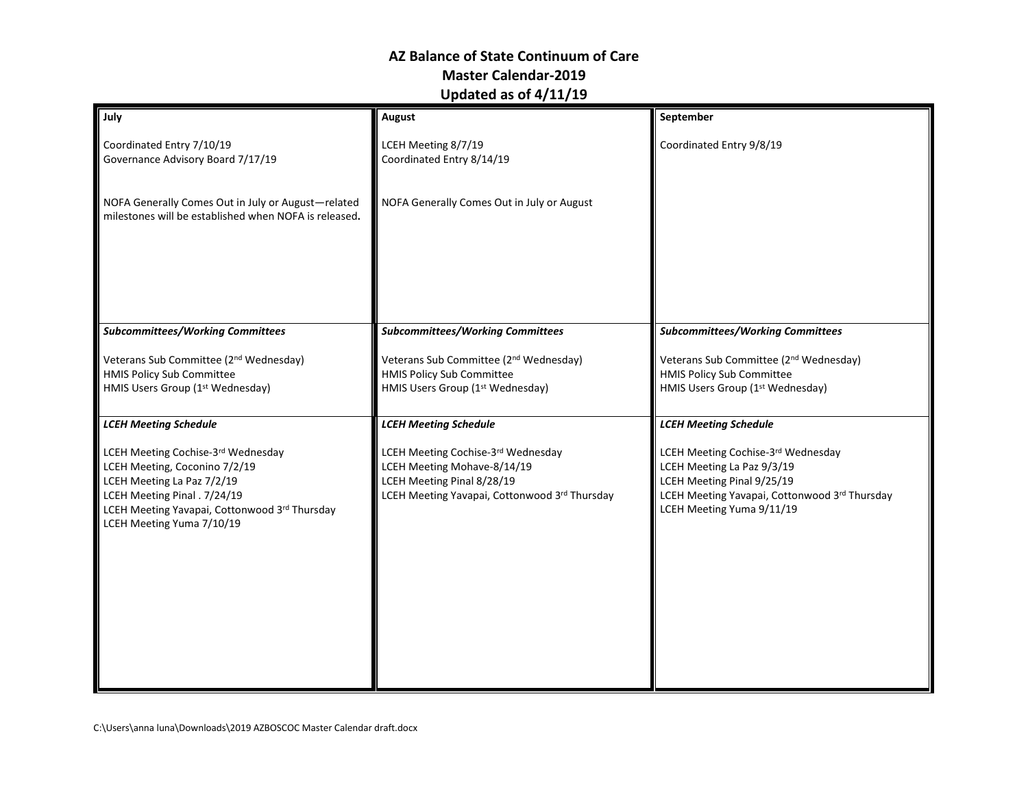# AZ Balance of State Continuum of Care
## Master Calendar-2019
## Updated as of 4/11/19

| July | August | September |
|---|---|---|
| Coordinated Entry 7/10/19<br>Governance Advisory Board 7/17/19<br><br>NOFA Generally Comes Out in July or August—related milestones will be established when NOFA is released. | LCEH Meeting 8/7/19<br>Coordinated Entry 8/14/19<br><br>NOFA Generally Comes Out in July or August | Coordinated Entry 9/8/19 |
| ***Subcommittees/Working Committees***<br><br>Veterans Sub Committee (2nd Wednesday)<br>HMIS Policy Sub Committee<br>HMIS Users Group (1st Wednesday) | ***Subcommittees/Working Committees***<br><br>Veterans Sub Committee (2nd Wednesday)<br>HMIS Policy Sub Committee<br>HMIS Users Group (1st Wednesday) | ***Subcommittees/Working Committees***<br><br>Veterans Sub Committee (2nd Wednesday)<br>HMIS Policy Sub Committee<br>HMIS Users Group (1st Wednesday) |
| ***LCEH Meeting Schedule***<br><br>LCEH Meeting Cochise-3rd Wednesday<br>LCEH Meeting, Coconino 7/2/19<br>LCEH Meeting La Paz 7/2/19<br>LCEH Meeting Pinal . 7/24/19<br>LCEH Meeting Yavapai, Cottonwood 3rd Thursday<br>LCEH Meeting Yuma 7/10/19 | ***LCEH Meeting Schedule***<br><br>LCEH Meeting Cochise-3rd Wednesday<br>LCEH Meeting Mohave-8/14/19<br>LCEH Meeting Pinal 8/28/19<br>LCEH Meeting Yavapai, Cottonwood 3rd Thursday | ***LCEH Meeting Schedule***<br><br>LCEH Meeting Cochise-3rd Wednesday<br>LCEH Meeting La Paz 9/3/19<br>LCEH Meeting Pinal 9/25/19<br>LCEH Meeting Yavapai, Cottonwood 3rd Thursday<br>LCEH Meeting Yuma 9/11/19 |

C:\Users\anna luna\Downloads\2019 AZBOSCOC Master Calendar draft.docx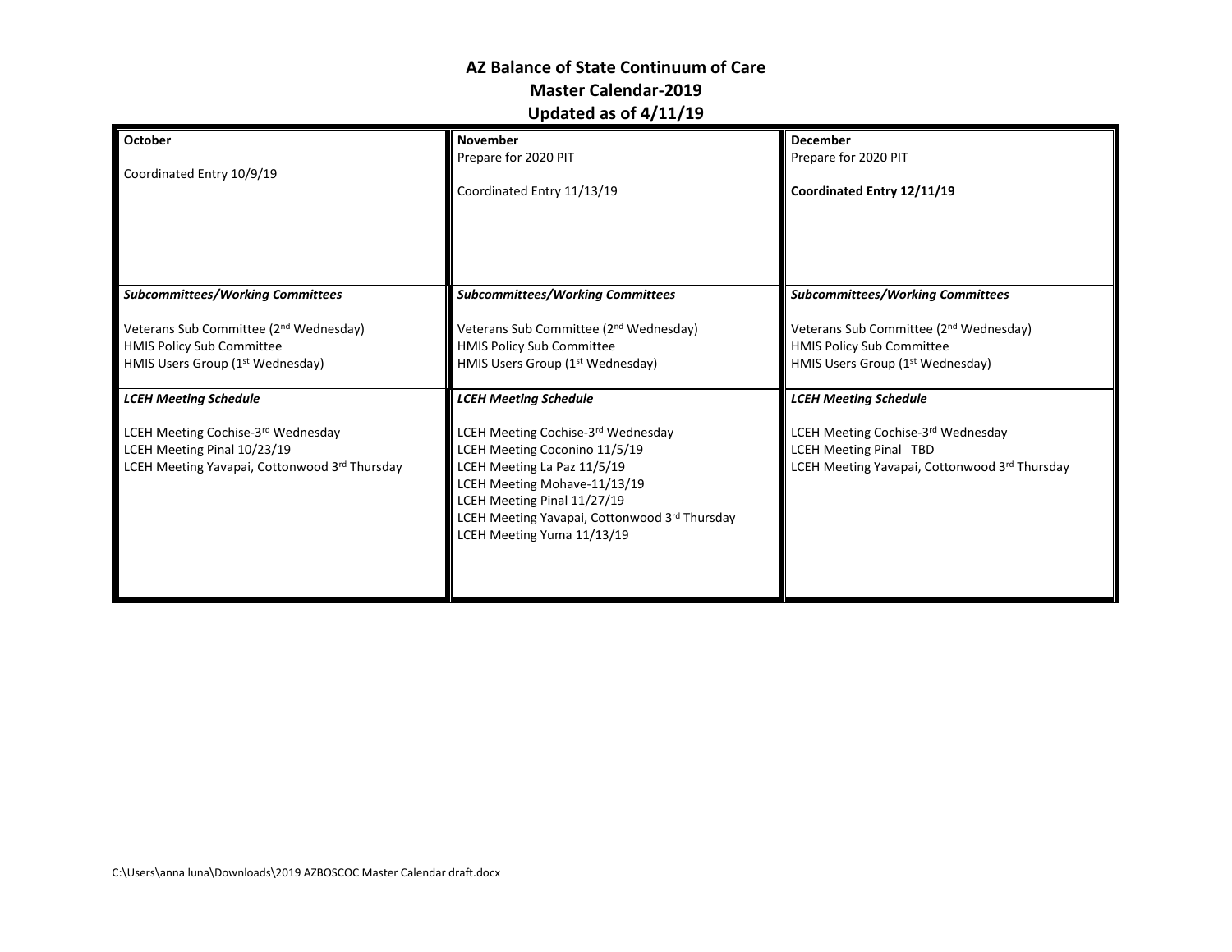# AZ Balance of State Continuum of Care
## Master Calendar-2019
## Updated as of 4/11/19

| October | November | December |
| --- | --- | --- |
| Coordinated Entry 10/9/19 | Prepare for 2020 PIT<br><br>Coordinated Entry 11/13/19 | Prepare for 2020 PIT<br><br>**Coordinated Entry 12/11/19** |
| ***Subcommittees/Working Committees***<br><br>Veterans Sub Committee (2nd Wednesday)<br>HMIS Policy Sub Committee<br>HMIS Users Group (1st Wednesday) | ***Subcommittees/Working Committees***<br><br>Veterans Sub Committee (2nd Wednesday)<br>HMIS Policy Sub Committee<br>HMIS Users Group (1st Wednesday) | ***Subcommittees/Working Committees***<br><br>Veterans Sub Committee (2nd Wednesday)<br>HMIS Policy Sub Committee<br>HMIS Users Group (1st Wednesday) |
| ***LCEH Meeting Schedule***<br><br>LCEH Meeting Cochise-3rd Wednesday<br>LCEH Meeting Pinal 10/23/19<br>LCEH Meeting Yavapai, Cottonwood 3rd Thursday | ***LCEH Meeting Schedule***<br><br>LCEH Meeting Cochise-3rd Wednesday<br>LCEH Meeting Coconino 11/5/19<br>LCEH Meeting La Paz 11/5/19<br>LCEH Meeting Mohave-11/13/19<br>LCEH Meeting Pinal 11/27/19<br>LCEH Meeting Yavapai, Cottonwood 3rd Thursday<br>LCEH Meeting Yuma 11/13/19 | ***LCEH Meeting Schedule***<br><br>LCEH Meeting Cochise-3rd Wednesday<br>LCEH Meeting Pinal TBD<br>LCEH Meeting Yavapai, Cottonwood 3rd Thursday |

C:\Users\anna luna\Downloads\2019 AZBOSCOC Master Calendar draft.docx